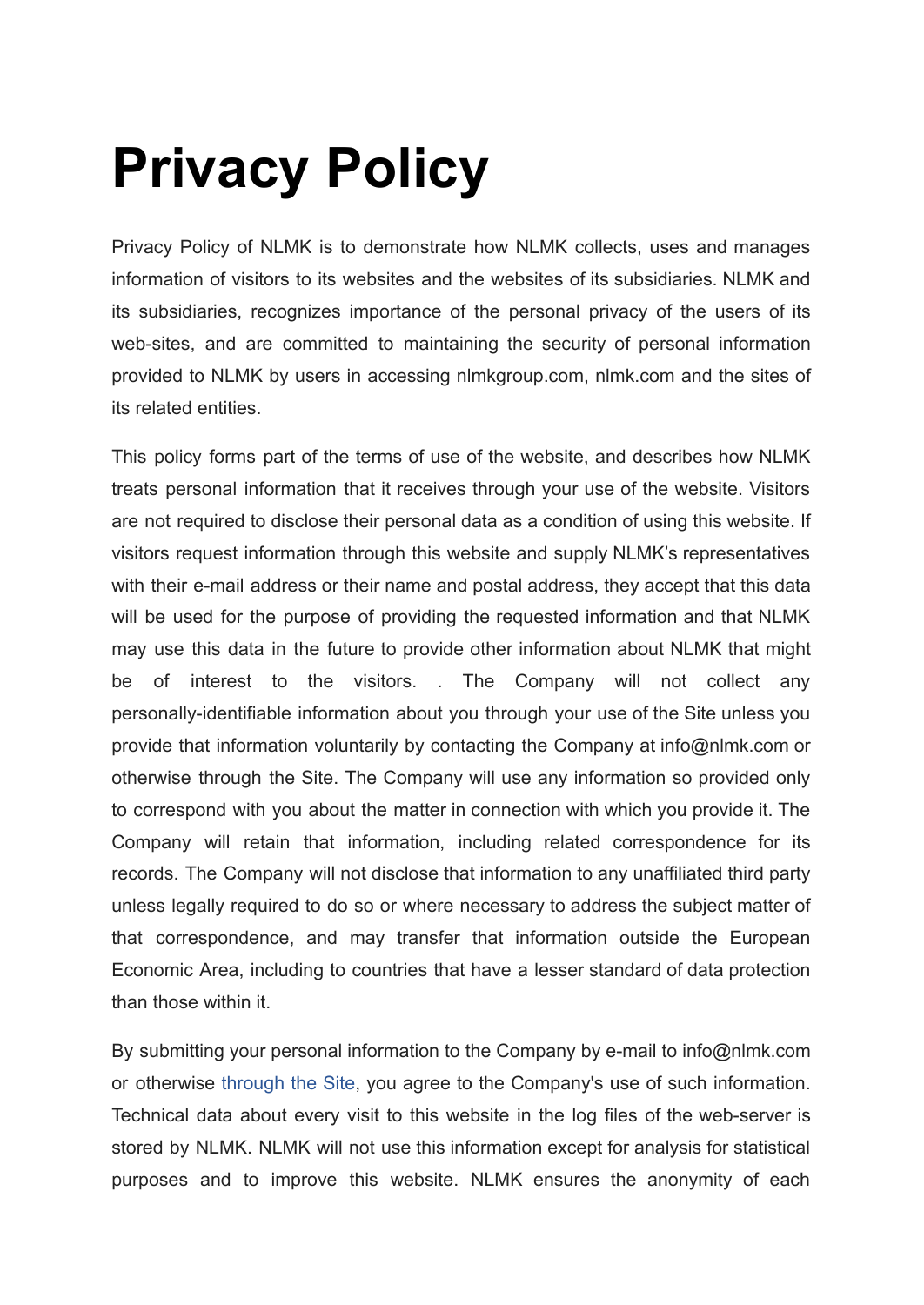# Privacy Policy

Privacy Policy of NLMK is to demonstrate how NLMK collects, uses and manages information of visitors to its websites and the websites of its subsidiaries. NLMK and its subsidiaries, recognizes importance of the personal privacy of the users of its web-sites, and are committed to maintaining the security of personal information provided to NLMK by users in accessing nlmkgroup.com, nlmk.com and the sites of its related entities.

This policy forms part of the terms of use of the website, and describes how NLMK treats personal information that it receives through your use of the website. Visitors are not required to disclose their personal data as a condition of using this website. If visitors request information through this website and supply NLMK's representatives with their e-mail address or their name and postal address, they accept that this data will be used for the purpose of providing the requested information and that NLMK may use this data in the future to provide other information about NLMK that might be of interest to the visitors. . The Company will not collect any personally-identifiable information about you through your use of the Site unless you provide that information voluntarily by contacting the Company at info@nlmk.com or otherwise through the Site. The Company will use any information so provided only to correspond with you about the matter in connection with which you provide it. The Company will retain that information, including related correspondence for its records. The Company will not disclose that information to any unaffiliated third party unless legally required to do so or where necessary to address the subject matter of that correspondence, and may transfer that information outside the European Economic Area, including to countries that have a lesser standard of data protection than those within it.

By submitting your personal information to the Company by e-mail to info@nlmk.com or otherwise through the Site, you agree to the Company's use of such information. Technical data about every visit to this website in the log files of the web-server is stored by NLMK. NLMK will not use this information except for analysis for statistical purposes and to improve this website. NLMK ensures the anonymity of each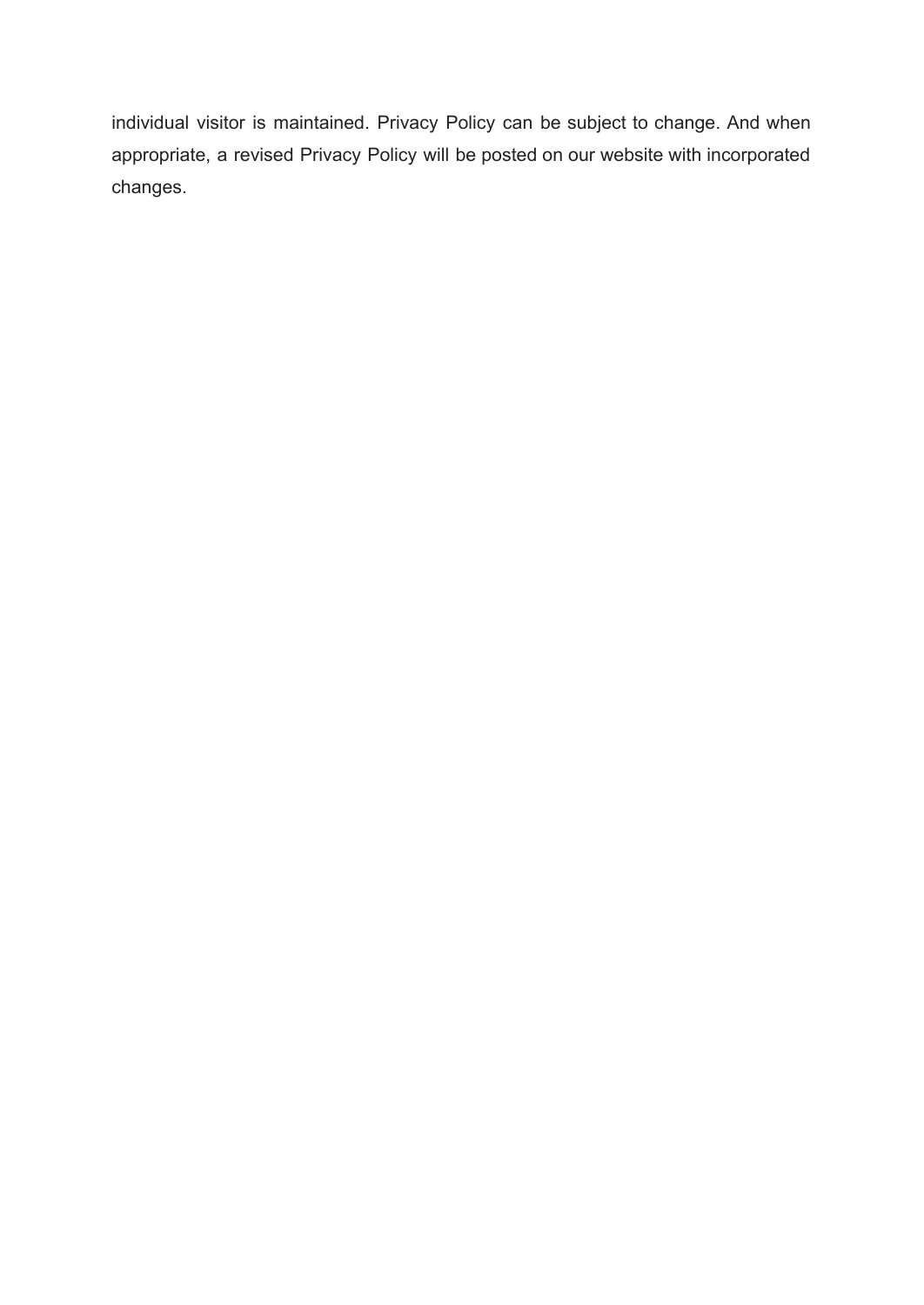individual visitor is maintained. Privacy Policy can be subject to change. And when appropriate, a revised Privacy Policy will be posted on our website with incorporated changes.